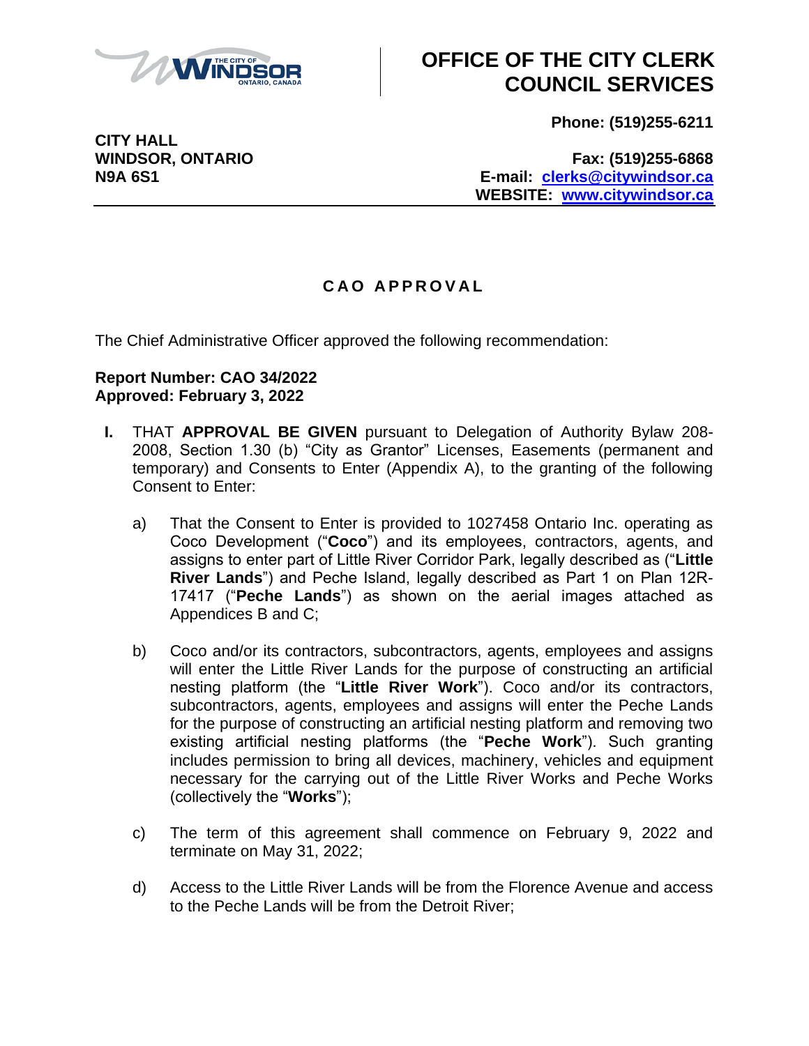THE CITY OF WINDSOR ONTARIO, CANADA

# OFFICE OF THE CITY CLERK COUNCIL SERVICES

**CITY HALL**
**WINDSOR, ONTARIO**
**N9A 6S1**

**Phone: (519)255-6211**

**Fax: (519)255-6868**
**E-mail: clerks@citywindsor.ca**
**WEBSITE: www.citywindsor.ca**

## C A O A P P R O V A L

The Chief Administrative Officer approved the following recommendation:

**Report Number: CAO 34/2022**
**Approved: February 3, 2022**

**I.** THAT **APPROVAL BE GIVEN** pursuant to Delegation of Authority Bylaw 208-2008, Section 1.30 (b) "City as Grantor" Licenses, Easements (permanent and temporary) and Consents to Enter (Appendix A), to the granting of the following Consent to Enter:

a) That the Consent to Enter is provided to 1027458 Ontario Inc. operating as Coco Development ("**Coco**") and its employees, contractors, agents, and assigns to enter part of Little River Corridor Park, legally described as ("**Little River Lands**") and Peche Island, legally described as Part 1 on Plan 12R-17417 ("**Peche Lands**") as shown on the aerial images attached as Appendices B and C;

b) Coco and/or its contractors, subcontractors, agents, employees and assigns will enter the Little River Lands for the purpose of constructing an artificial nesting platform (the "**Little River Work**"). Coco and/or its contractors, subcontractors, agents, employees and assigns will enter the Peche Lands for the purpose of constructing an artificial nesting platform and removing two existing artificial nesting platforms (the "**Peche Work**"). Such granting includes permission to bring all devices, machinery, vehicles and equipment necessary for the carrying out of the Little River Works and Peche Works (collectively the "**Works**");

c) The term of this agreement shall commence on February 9, 2022 and terminate on May 31, 2022;

d) Access to the Little River Lands will be from the Florence Avenue and access to the Peche Lands will be from the Detroit River;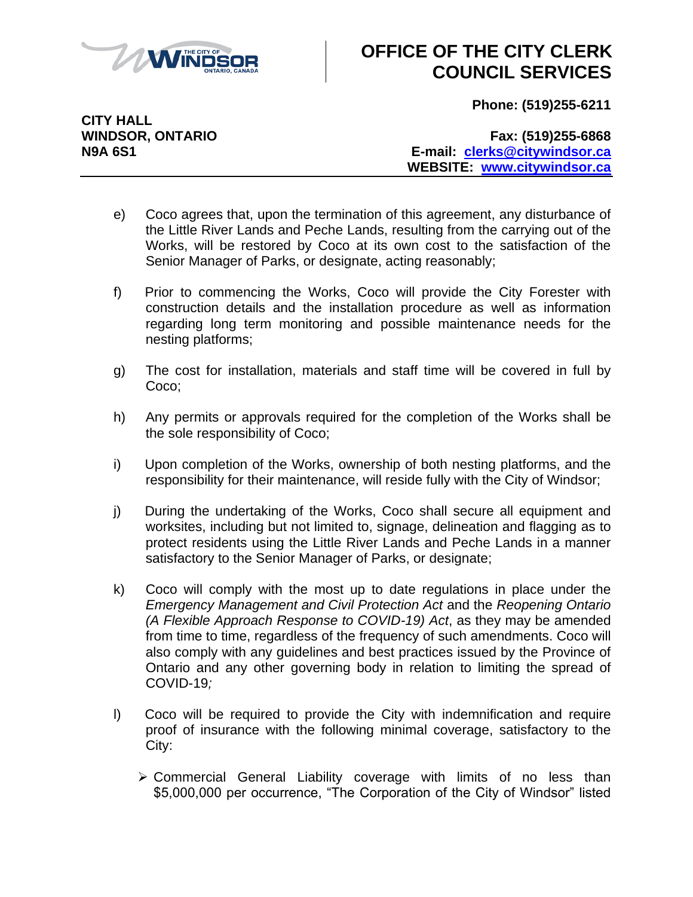e) Coco agrees that, upon the termination of this agreement, any disturbance of the Little River Lands and Peche Lands, resulting from the carrying out of the Works, will be restored by Coco at its own cost to the satisfaction of the Senior Manager of Parks, or designate, acting reasonably;

f) Prior to commencing the Works, Coco will provide the City Forester with construction details and the installation procedure as well as information regarding long term monitoring and possible maintenance needs for the nesting platforms;

g) The cost for installation, materials and staff time will be covered in full by Coco;

h) Any permits or approvals required for the completion of the Works shall be the sole responsibility of Coco;

i) Upon completion of the Works, ownership of both nesting platforms, and the responsibility for their maintenance, will reside fully with the City of Windsor;

j) During the undertaking of the Works, Coco shall secure all equipment and worksites, including but not limited to, signage, delineation and flagging as to protect residents using the Little River Lands and Peche Lands in a manner satisfactory to the Senior Manager of Parks, or designate;

k) Coco will comply with the most up to date regulations in place under the *Emergency Management and Civil Protection Act* and the *Reopening Ontario (A Flexible Approach Response to COVID-19) Act*, as they may be amended from time to time, regardless of the frequency of such amendments. Coco will also comply with any guidelines and best practices issued by the Province of Ontario and any other governing body in relation to limiting the spread of COVID-19*;*

l) Coco will be required to provide the City with indemnification and require proof of insurance with the following minimal coverage, satisfactory to the City:

- Commercial General Liability coverage with limits of no less than $5,000,000 per occurrence, "The Corporation of the City of Windsor" listed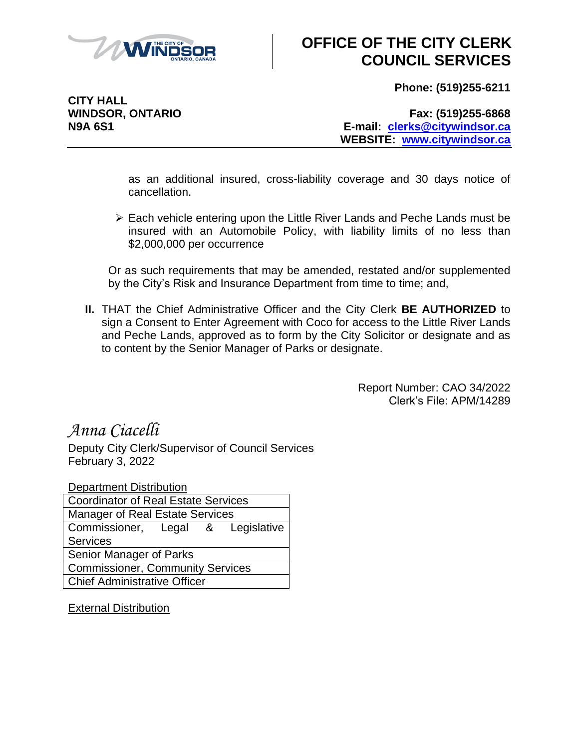**OFFICE OF THE CITY CLERK COUNCIL SERVICES**

**CITY HALL**
**WINDSOR, ONTARIO**
**N9A 6S1**

**Phone: (519)255-6211**

**Fax: (519)255-6868**
**E-mail: clerks@citywindsor.ca**
**WEBSITE: www.citywindsor.ca**

as an additional insured, cross-liability coverage and 30 days notice of cancellation.

- Each vehicle entering upon the Little River Lands and Peche Lands must be insured with an Automobile Policy, with liability limits of no less than $2,000,000 per occurrence

Or as such requirements that may be amended, restated and/or supplemented by the City's Risk and Insurance Department from time to time; and,

**II.** THAT the Chief Administrative Officer and the City Clerk **BE AUTHORIZED** to sign a Consent to Enter Agreement with Coco for access to the Little River Lands and Peche Lands, approved as to form by the City Solicitor or designate and as to content by the Senior Manager of Parks or designate.

Report Number: CAO 34/2022
Clerk's File: APM/14289

*Anna Ciacelli*
Deputy City Clerk/Supervisor of Council Services
February 3, 2022

Department Distribution

| |
|---|
| Coordinator of Real Estate Services |
| Manager of Real Estate Services |
| Commissioner, Legal & Legislative Services |
| Senior Manager of Parks |
| Commissioner, Community Services |
| Chief Administrative Officer |

External Distribution